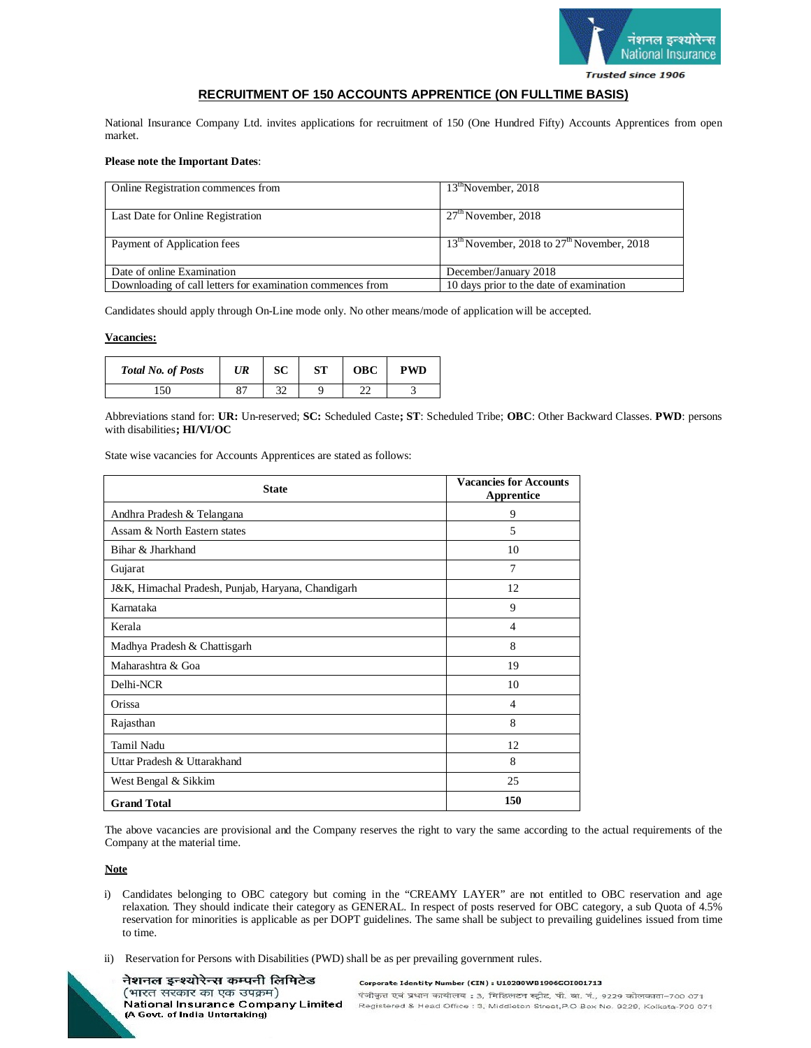## RECRUITMENT OF 150 ACCOUNTS APPRENTICE (ON FULLTIME BASIS)

National Insurance Company Ltd. invites applications for recruitment of 150 (One Hundred Fifty) Accounts Apprentices from open market.

**Please note the Important Dates**:

| | |
|---|---|
| Online Registration commences from | 13th November, 2018 |
| Last Date for Online Registration | 27th November, 2018 |
| Payment of Application fees | 13th November, 2018 to 27th November, 2018 |
| Date of online Examination | December/January 2018 |
| Downloading of call letters for examination commences from | 10 days prior to the date of examination |

Candidates should apply through On-Line mode only. No other means/mode of application will be accepted.

**Vacancies:**

| *Total No. of Posts* | *UR* | SC | ST | OBC | PWD |
|---|---|---|---|---|---|
| 150 | 87 | 32 | 9 | 22 | 3 |

Abbreviations stand for: **UR:** Un-reserved; **SC:** Scheduled Caste**; ST**: Scheduled Tribe; **OBC**: Other Backward Classes. **PWD**: persons with disabilities**; HI/VI/OC**

State wise vacancies for Accounts Apprentices are stated as follows:

| State | Vacancies for Accounts Apprentice |
|---|---|
| Andhra Pradesh & Telangana | 9 |
| Assam & North Eastern states | 5 |
| Bihar & Jharkhand | 10 |
| Gujarat | 7 |
| J&K, Himachal Pradesh, Punjab, Haryana, Chandigarh | 12 |
| Karnataka | 9 |
| Kerala | 4 |
| Madhya Pradesh & Chattisgarh | 8 |
| Maharashtra & Goa | 19 |
| Delhi-NCR | 10 |
| Orissa | 4 |
| Rajasthan | 8 |
| Tamil Nadu | 12 |
| Uttar Pradesh & Uttarakhand | 8 |
| West Bengal & Sikkim | 25 |
| **Grand Total** | **150** |

The above vacancies are provisional and the Company reserves the right to vary the same according to the actual requirements of the Company at the material time.

**Note**

i) Candidates belonging to OBC category but coming in the "CREAMY LAYER" are not entitled to OBC reservation and age relaxation. They should indicate their category as GENERAL. In respect of posts reserved for OBC category, a sub Quota of 4.5% reservation for minorities is applicable as per DOPT guidelines. The same shall be subject to prevailing guidelines issued from time to time.

ii) Reservation for Persons with Disabilities (PWD) shall be as per prevailing government rules.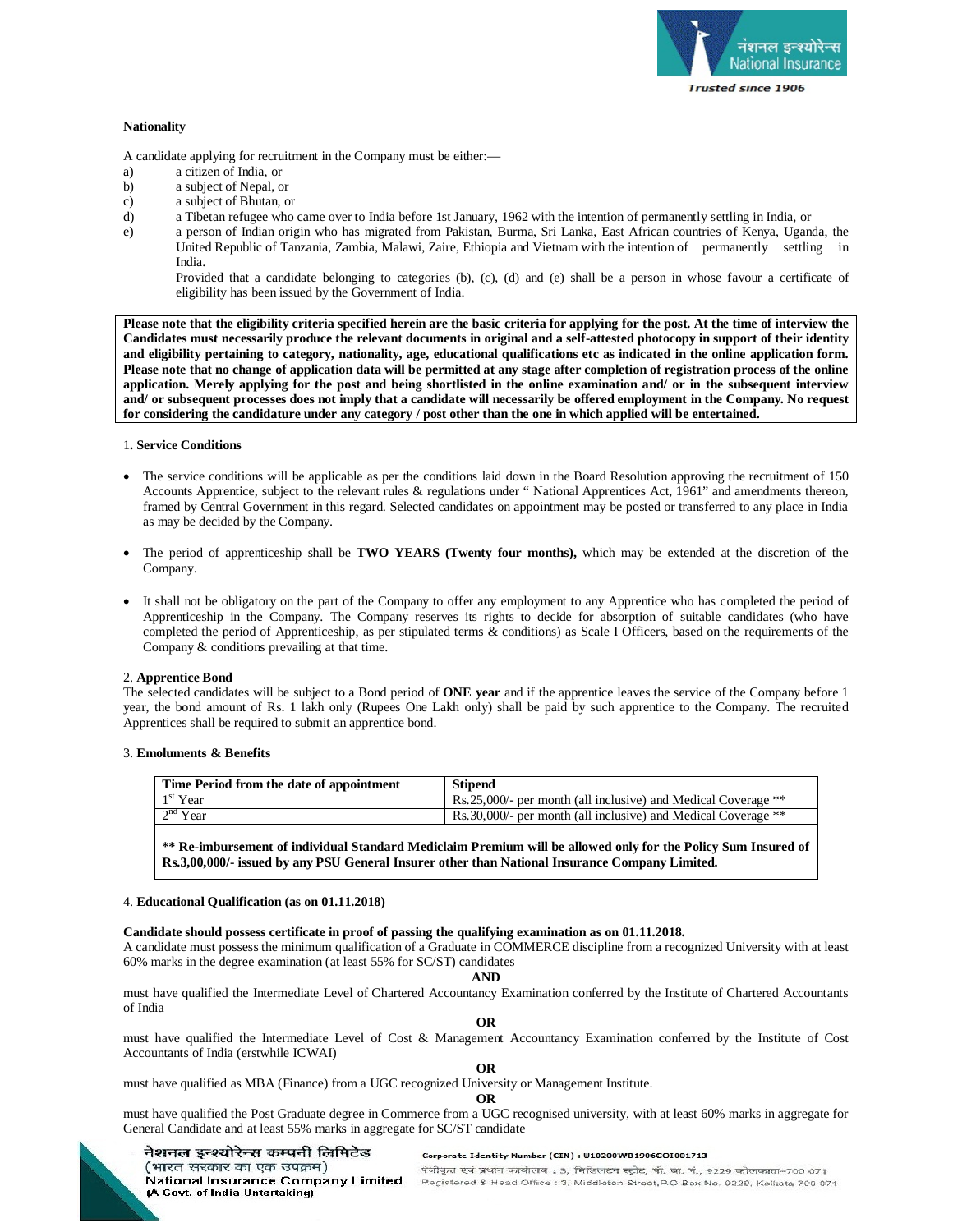**Nationality**

A candidate applying for recruitment in the Company must be either:—

a) a citizen of India, or
b) a subject of Nepal, or
c) a subject of Bhutan, or
d) a Tibetan refugee who came over to India before 1st January, 1962 with the intention of permanently settling in India, or
e) a person of Indian origin who has migrated from Pakistan, Burma, Sri Lanka, East African countries of Kenya, Uganda, the United Republic of Tanzania, Zambia, Malawi, Zaire, Ethiopia and Vietnam with the intention of permanently settling in India.

Provided that a candidate belonging to categories (b), (c), (d) and (e) shall be a person in whose favour a certificate of eligibility has been issued by the Government of India.

**Please note that the eligibility criteria specified herein are the basic criteria for applying for the post. At the time of interview the Candidates must necessarily produce the relevant documents in original and a self-attested photocopy in support of their identity and eligibility pertaining to category, nationality, age, educational qualifications etc as indicated in the online application form. Please note that no change of application data will be permitted at any stage after completion of registration process of the online application. Merely applying for the post and being shortlisted in the online examination and/ or in the subsequent interview and/ or subsequent processes does not imply that a candidate will necessarily be offered employment in the Company. No request for considering the candidature under any category / post other than the one in which applied will be entertained.**

### 1. Service Conditions

- The service conditions will be applicable as per the conditions laid down in the Board Resolution approving the recruitment of 150 Accounts Apprentice, subject to the relevant rules & regulations under " National Apprentices Act, 1961" and amendments thereon, framed by Central Government in this regard. Selected candidates on appointment may be posted or transferred to any place in India as may be decided by the Company.
- The period of apprenticeship shall be **TWO YEARS (Twenty four months),** which may be extended at the discretion of the Company.
- It shall not be obligatory on the part of the Company to offer any employment to any Apprentice who has completed the period of Apprenticeship in the Company. The Company reserves its rights to decide for absorption of suitable candidates (who have completed the period of Apprenticeship, as per stipulated terms & conditions) as Scale I Officers, based on the requirements of the Company & conditions prevailing at that time.

### 2. Apprentice Bond

The selected candidates will be subject to a Bond period of **ONE year** and if the apprentice leaves the service of the Company before 1 year, the bond amount of Rs. 1 lakh only (Rupees One Lakh only) shall be paid by such apprentice to the Company. The recruited Apprentices shall be required to submit an apprentice bond.

### 3. Emoluments & Benefits

| Time Period from the date of appointment | Stipend |
|---|---|
| 1st Year | Rs.25,000/- per month (all inclusive) and Medical Coverage ** |
| 2nd Year | Rs.30,000/- per month (all inclusive) and Medical Coverage ** |

**** Re-imbursement of individual Standard Mediclaim Premium will be allowed only for the Policy Sum Insured of Rs.3,00,000/- issued by any PSU General Insurer other than National Insurance Company Limited.**

### 4. Educational Qualification (as on 01.11.2018)

**Candidate should possess certificate in proof of passing the qualifying examination as on 01.11.2018.**

A candidate must possess the minimum qualification of a Graduate in COMMERCE discipline from a recognized University with at least 60% marks in the degree examination (at least 55% for SC/ST) candidates

**AND**

must have qualified the Intermediate Level of Chartered Accountancy Examination conferred by the Institute of Chartered Accountants of India

**OR**

must have qualified the Intermediate Level of Cost & Management Accountancy Examination conferred by the Institute of Cost Accountants of India (erstwhile ICWAI)

**OR**

must have qualified as MBA (Finance) from a UGC recognized University or Management Institute.

**OR**

must have qualified the Post Graduate degree in Commerce from a UGC recognised university, with at least 60% marks in aggregate for General Candidate and at least 55% marks in aggregate for SC/ST candidate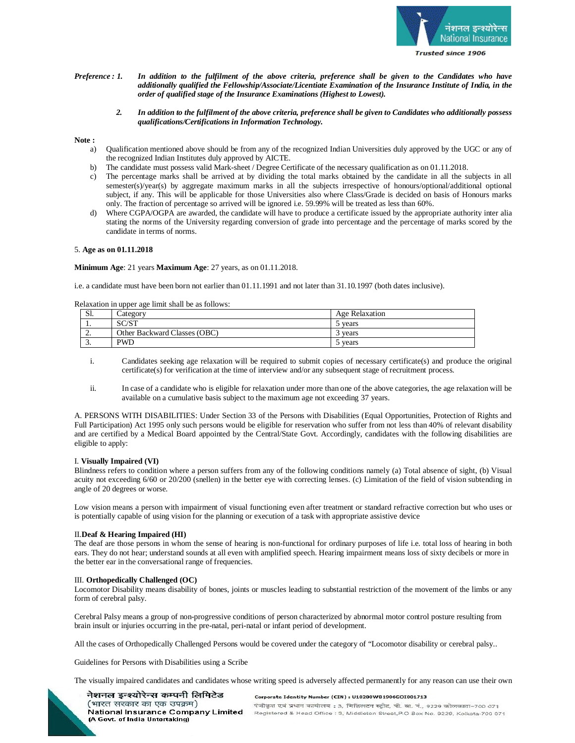***Preference : 1. In addition to the fulfilment of the above criteria, preference shall be given to the Candidates who have additionally qualified the Fellowship/Associate/Licentiate Examination of the Insurance Institute of India, in the order of qualified stage of the Insurance Examinations (Highest to Lowest).***

***2. In addition to the fulfilment of the above criteria, preference shall be given to Candidates who additionally possess qualifications/Certifications in Information Technology.***

**Note :**

a) Qualification mentioned above should be from any of the recognized Indian Universities duly approved by the UGC or any of the recognized Indian Institutes duly approved by AICTE.

b) The candidate must possess valid Mark-sheet / Degree Certificate of the necessary qualification as on 01.11.2018.

c) The percentage marks shall be arrived at by dividing the total marks obtained by the candidate in all the subjects in all semester(s)/year(s) by aggregate maximum marks in all the subjects irrespective of honours/optional/additional optional subject, if any. This will be applicable for those Universities also where Class/Grade is decided on basis of Honours marks only. The fraction of percentage so arrived will be ignored i.e. 59.99% will be treated as less than 60%.

d) Where CGPA/OGPA are awarded, the candidate will have to produce a certificate issued by the appropriate authority inter alia stating the norms of the University regarding conversion of grade into percentage and the percentage of marks scored by the candidate in terms of norms.

5. **Age as on 01.11.2018**

**Minimum Age**: 21 years **Maximum Age**: 27 years, as on 01.11.2018.

i.e. a candidate must have been born not earlier than 01.11.1991 and not later than 31.10.1997 (both dates inclusive).

Relaxation in upper age limit shall be as follows:

| Sl. | Category | Age Relaxation |
|---|---|---|
| 1. | SC/ST | 5 years |
| 2. | Other Backward Classes (OBC) | 3 years |
| 3. | PWD | 5 years |

i. Candidates seeking age relaxation will be required to submit copies of necessary certificate(s) and produce the original certificate(s) for verification at the time of interview and/or any subsequent stage of recruitment process.

ii. In case of a candidate who is eligible for relaxation under more than one of the above categories, the age relaxation will be available on a cumulative basis subject to the maximum age not exceeding 37 years.

A. PERSONS WITH DISABILITIES: Under Section 33 of the Persons with Disabilities (Equal Opportunities, Protection of Rights and Full Participation) Act 1995 only such persons would be eligible for reservation who suffer from not less than 40% of relevant disability and are certified by a Medical Board appointed by the Central/State Govt. Accordingly, candidates with the following disabilities are eligible to apply:

I. **Visually Impaired (VI)**

Blindness refers to condition where a person suffers from any of the following conditions namely (a) Total absence of sight, (b) Visual acuity not exceeding 6/60 or 20/200 (snellen) in the better eye with correcting lenses. (c) Limitation of the field of vision subtending in angle of 20 degrees or worse.

Low vision means a person with impairment of visual functioning even after treatment or standard refractive correction but who uses or is potentially capable of using vision for the planning or execution of a task with appropriate assistive device

II.**Deaf & Hearing Impaired (HI)**

The deaf are those persons in whom the sense of hearing is non-functional for ordinary purposes of life i.e. total loss of hearing in both ears. They do not hear; understand sounds at all even with amplified speech. Hearing impairment means loss of sixty decibels or more in the better ear in the conversational range of frequencies.

III. **Orthopedically Challenged (OC)**

Locomotor Disability means disability of bones, joints or muscles leading to substantial restriction of the movement of the limbs or any form of cerebral palsy.

Cerebral Palsy means a group of non-progressive conditions of person characterized by abnormal motor control posture resulting from brain insult or injuries occurring in the pre-natal, peri-natal or infant period of development.

All the cases of Orthopedically Challenged Persons would be covered under the category of "Locomotor disability or cerebral palsy..

Guidelines for Persons with Disabilities using a Scribe

The visually impaired candidates and candidates whose writing speed is adversely affected permanently for any reason can use their own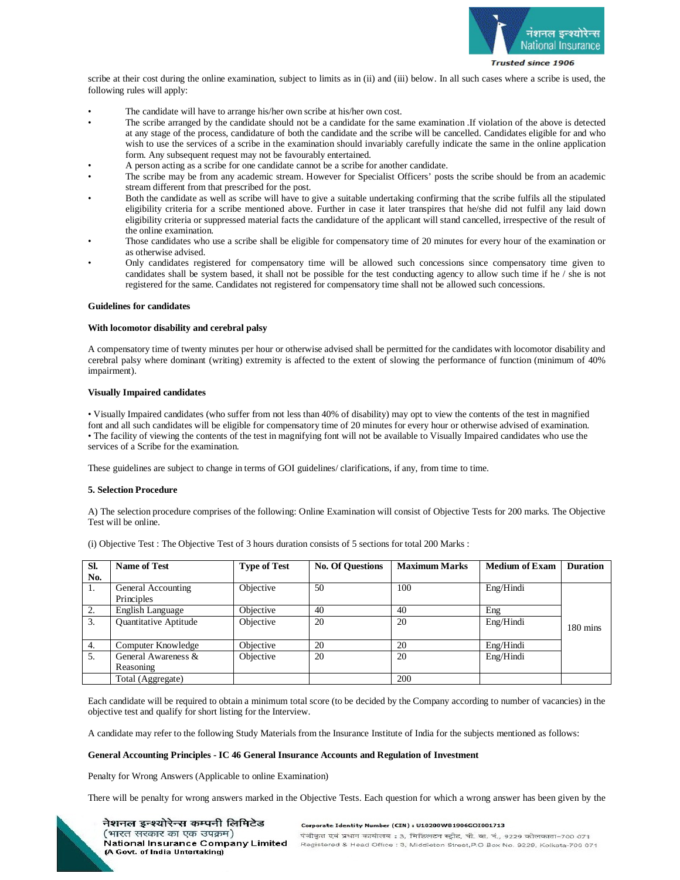scribe at their cost during the online examination, subject to limits as in (ii) and (iii) below. In all such cases where a scribe is used, the following rules will apply:

- The candidate will have to arrange his/her own scribe at his/her own cost.
- The scribe arranged by the candidate should not be a candidate for the same examination .If violation of the above is detected at any stage of the process, candidature of both the candidate and the scribe will be cancelled. Candidates eligible for and who wish to use the services of a scribe in the examination should invariably carefully indicate the same in the online application form. Any subsequent request may not be favourably entertained.
- A person acting as a scribe for one candidate cannot be a scribe for another candidate.
- The scribe may be from any academic stream. However for Specialist Officers' posts the scribe should be from an academic stream different from that prescribed for the post.
- Both the candidate as well as scribe will have to give a suitable undertaking confirming that the scribe fulfils all the stipulated eligibility criteria for a scribe mentioned above. Further in case it later transpires that he/she did not fulfil any laid down eligibility criteria or suppressed material facts the candidature of the applicant will stand cancelled, irrespective of the result of the online examination.
- Those candidates who use a scribe shall be eligible for compensatory time of 20 minutes for every hour of the examination or as otherwise advised.
- Only candidates registered for compensatory time will be allowed such concessions since compensatory time given to candidates shall be system based, it shall not be possible for the test conducting agency to allow such time if he / she is not registered for the same. Candidates not registered for compensatory time shall not be allowed such concessions.

**Guidelines for candidates**

**With locomotor disability and cerebral palsy**

A compensatory time of twenty minutes per hour or otherwise advised shall be permitted for the candidates with locomotor disability and cerebral palsy where dominant (writing) extremity is affected to the extent of slowing the performance of function (minimum of 40% impairment).

**Visually Impaired candidates**

• Visually Impaired candidates (who suffer from not less than 40% of disability) may opt to view the contents of the test in magnified font and all such candidates will be eligible for compensatory time of 20 minutes for every hour or otherwise advised of examination.
• The facility of viewing the contents of the test in magnifying font will not be available to Visually Impaired candidates who use the services of a Scribe for the examination.

These guidelines are subject to change in terms of GOI guidelines/ clarifications, if any, from time to time.

**5. Selection Procedure**

A) The selection procedure comprises of the following: Online Examination will consist of Objective Tests for 200 marks. The Objective Test will be online.

(i) Objective Test : The Objective Test of 3 hours duration consists of 5 sections for total 200 Marks :

| Sl. No. | Name of Test | Type of Test | No. Of Questions | Maximum Marks | Medium of Exam | Duration |
|---|---|---|---|---|---|---|
| 1. | General Accounting Principles | Objective | 50 | 100 | Eng/Hindi | 180 mins |
| 2. | English Language | Objective | 40 | 40 | Eng | |
| 3. | Quantitative Aptitude | Objective | 20 | 20 | Eng/Hindi | |
| 4. | Computer Knowledge | Objective | 20 | 20 | Eng/Hindi | |
| 5. | General Awareness & Reasoning | Objective | 20 | 20 | Eng/Hindi | |
| | Total (Aggregate) | | | 200 | | |

Each candidate will be required to obtain a minimum total score (to be decided by the Company according to number of vacancies) in the objective test and qualify for short listing for the Interview.

A candidate may refer to the following Study Materials from the Insurance Institute of India for the subjects mentioned as follows:

**General Accounting Principles - IC 46 General Insurance Accounts and Regulation of Investment**

Penalty for Wrong Answers (Applicable to online Examination)

There will be penalty for wrong answers marked in the Objective Tests. Each question for which a wrong answer has been given by the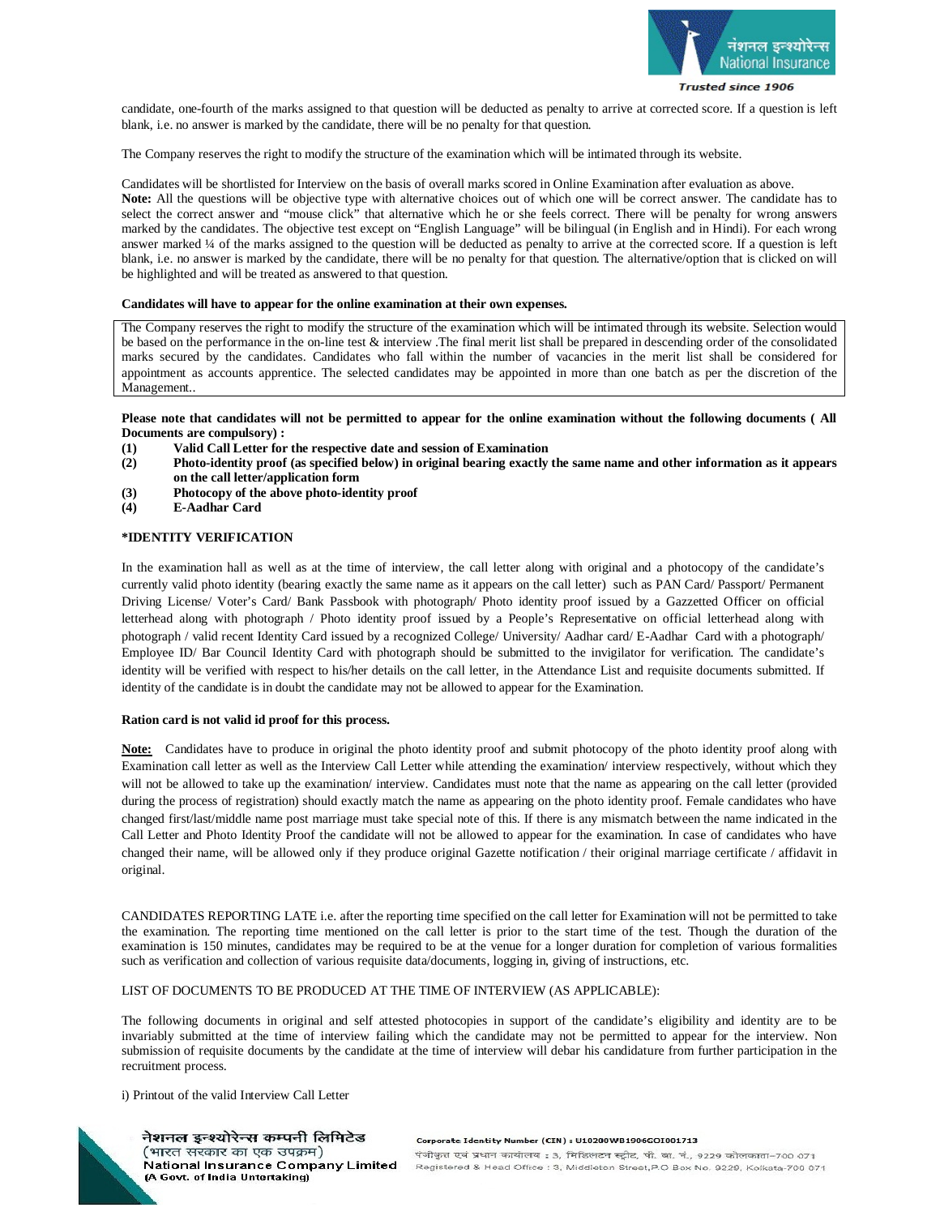candidate, one-fourth of the marks assigned to that question will be deducted as penalty to arrive at corrected score. If a question is left blank, i.e. no answer is marked by the candidate, there will be no penalty for that question.

The Company reserves the right to modify the structure of the examination which will be intimated through its website.

Candidates will be shortlisted for Interview on the basis of overall marks scored in Online Examination after evaluation as above.

**Note:** All the questions will be objective type with alternative choices out of which one will be correct answer. The candidate has to select the correct answer and "mouse click" that alternative which he or she feels correct. There will be penalty for wrong answers marked by the candidates. The objective test except on "English Language" will be bilingual (in English and in Hindi). For each wrong answer marked ¼ of the marks assigned to the question will be deducted as penalty to arrive at the corrected score. If a question is left blank, i.e. no answer is marked by the candidate, there will be no penalty for that question. The alternative/option that is clicked on will be highlighted and will be treated as answered to that question.

**Candidates will have to appear for the online examination at their own expenses.**

The Company reserves the right to modify the structure of the examination which will be intimated through its website. Selection would be based on the performance in the on-line test & interview .The final merit list shall be prepared in descending order of the consolidated marks secured by the candidates. Candidates who fall within the number of vacancies in the merit list shall be considered for appointment as accounts apprentice. The selected candidates may be appointed in more than one batch as per the discretion of the Management..

**Please note that candidates will not be permitted to appear for the online examination without the following documents ( All Documents are compulsory) :**

**(1) Valid Call Letter for the respective date and session of Examination**
**(2) Photo-identity proof (as specified below) in original bearing exactly the same name and other information as it appears on the call letter/application form**
**(3) Photocopy of the above photo-identity proof**
**(4) E-Aadhar Card**

**\*IDENTITY VERIFICATION**

In the examination hall as well as at the time of interview, the call letter along with original and a photocopy of the candidate's currently valid photo identity (bearing exactly the same name as it appears on the call letter) such as PAN Card/ Passport/ Permanent Driving License/ Voter's Card/ Bank Passbook with photograph/ Photo identity proof issued by a Gazzetted Officer on official letterhead along with photograph / Photo identity proof issued by a People's Representative on official letterhead along with photograph / valid recent Identity Card issued by a recognized College/ University/ Aadhar card/ E-Aadhar Card with a photograph/ Employee ID/ Bar Council Identity Card with photograph should be submitted to the invigilator for verification. The candidate's identity will be verified with respect to his/her details on the call letter, in the Attendance List and requisite documents submitted. If identity of the candidate is in doubt the candidate may not be allowed to appear for the Examination.

**Ration card is not valid id proof for this process.**

**Note:** Candidates have to produce in original the photo identity proof and submit photocopy of the photo identity proof along with Examination call letter as well as the Interview Call Letter while attending the examination/ interview respectively, without which they will not be allowed to take up the examination/ interview. Candidates must note that the name as appearing on the call letter (provided during the process of registration) should exactly match the name as appearing on the photo identity proof. Female candidates who have changed first/last/middle name post marriage must take special note of this. If there is any mismatch between the name indicated in the Call Letter and Photo Identity Proof the candidate will not be allowed to appear for the examination. In case of candidates who have changed their name, will be allowed only if they produce original Gazette notification / their original marriage certificate / affidavit in original.

CANDIDATES REPORTING LATE i.e. after the reporting time specified on the call letter for Examination will not be permitted to take the examination. The reporting time mentioned on the call letter is prior to the start time of the test. Though the duration of the examination is 150 minutes, candidates may be required to be at the venue for a longer duration for completion of various formalities such as verification and collection of various requisite data/documents, logging in, giving of instructions, etc.

LIST OF DOCUMENTS TO BE PRODUCED AT THE TIME OF INTERVIEW (AS APPLICABLE):

The following documents in original and self attested photocopies in support of the candidate's eligibility and identity are to be invariably submitted at the time of interview failing which the candidate may not be permitted to appear for the interview. Non submission of requisite documents by the candidate at the time of interview will debar his candidature from further participation in the recruitment process.

i) Printout of the valid Interview Call Letter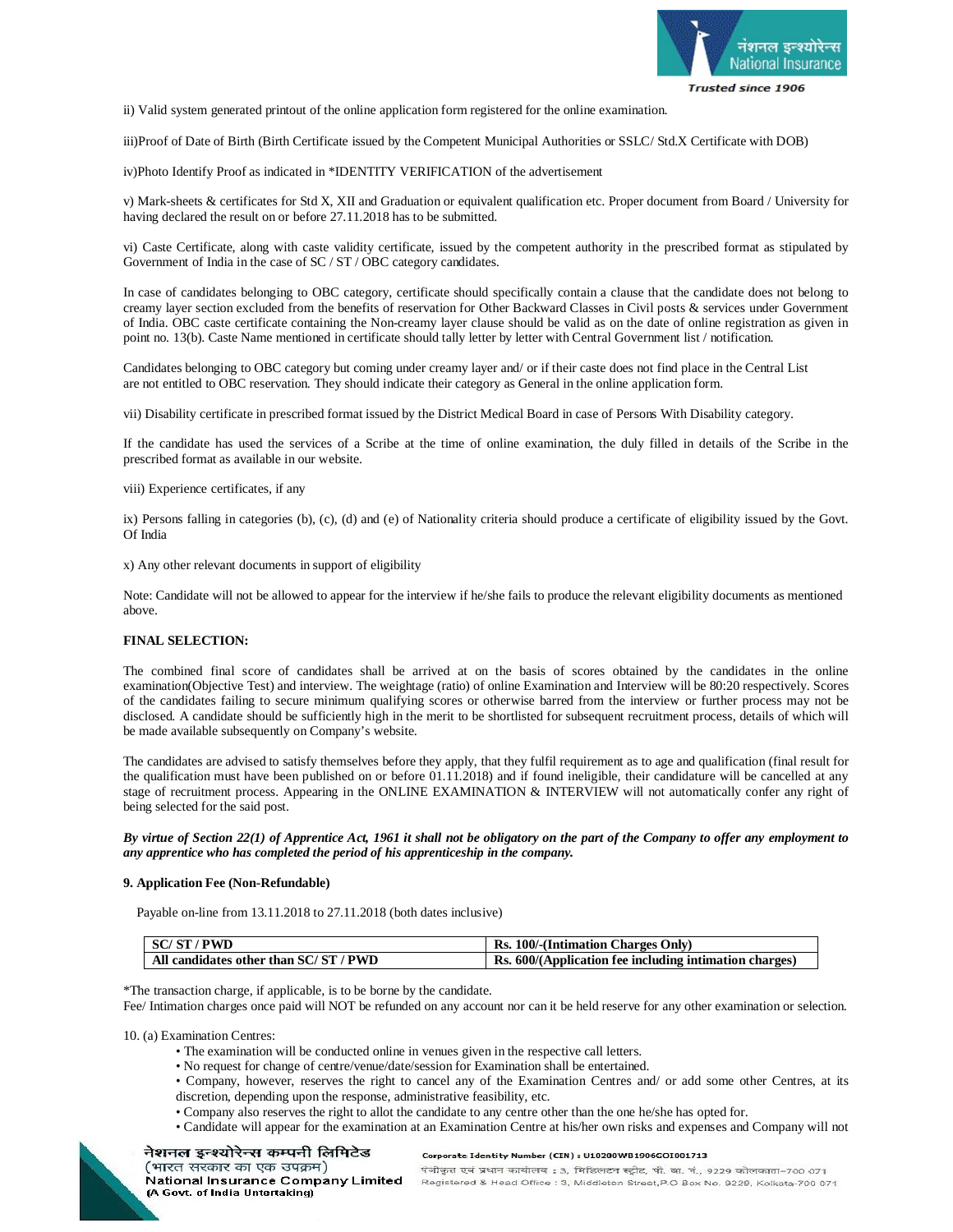ii) Valid system generated printout of the online application form registered for the online examination.

iii)Proof of Date of Birth (Birth Certificate issued by the Competent Municipal Authorities or SSLC/ Std.X Certificate with DOB)

iv)Photo Identify Proof as indicated in *IDENTITY VERIFICATION of the advertisement

v) Mark-sheets & certificates for Std X, XII and Graduation or equivalent qualification etc. Proper document from Board / University for having declared the result on or before 27.11.2018 has to be submitted.

vi) Caste Certificate, along with caste validity certificate, issued by the competent authority in the prescribed format as stipulated by Government of India in the case of SC / ST / OBC category candidates.

In case of candidates belonging to OBC category, certificate should specifically contain a clause that the candidate does not belong to creamy layer section excluded from the benefits of reservation for Other Backward Classes in Civil posts & services under Government of India. OBC caste certificate containing the Non-creamy layer clause should be valid as on the date of online registration as given in point no. 13(b). Caste Name mentioned in certificate should tally letter by letter with Central Government list / notification.

Candidates belonging to OBC category but coming under creamy layer and/ or if their caste does not find place in the Central List are not entitled to OBC reservation. They should indicate their category as General in the online application form.

vii) Disability certificate in prescribed format issued by the District Medical Board in case of Persons With Disability category.

If the candidate has used the services of a Scribe at the time of online examination, the duly filled in details of the Scribe in the prescribed format as available in our website.

viii) Experience certificates, if any

ix) Persons falling in categories (b), (c), (d) and (e) of Nationality criteria should produce a certificate of eligibility issued by the Govt. Of India

x) Any other relevant documents in support of eligibility

Note: Candidate will not be allowed to appear for the interview if he/she fails to produce the relevant eligibility documents as mentioned above.

**FINAL SELECTION:**

The combined final score of candidates shall be arrived at on the basis of scores obtained by the candidates in the online examination(Objective Test) and interview. The weightage (ratio) of online Examination and Interview will be 80:20 respectively. Scores of the candidates failing to secure minimum qualifying scores or otherwise barred from the interview or further process may not be disclosed. A candidate should be sufficiently high in the merit to be shortlisted for subsequent recruitment process, details of which will be made available subsequently on Company's website.

The candidates are advised to satisfy themselves before they apply, that they fulfil requirement as to age and qualification (final result for the qualification must have been published on or before 01.11.2018) and if found ineligible, their candidature will be cancelled at any stage of recruitment process. Appearing in the ONLINE EXAMINATION & INTERVIEW will not automatically confer any right of being selected for the said post.

***By virtue of Section 22(1) of Apprentice Act, 1961 it shall not be obligatory on the part of the Company to offer any employment to any apprentice who has completed the period of his apprenticeship in the company.***

**9. Application Fee (Non-Refundable)**

Payable on-line from 13.11.2018 to 27.11.2018 (both dates inclusive)

| SC/ ST / PWD | Rs. 100/-(Intimation Charges Only) |
|---|---|
| **All candidates other than SC/ ST / PWD** | **Rs. 600/(Application fee including intimation charges)** |

*The transaction charge, if applicable, is to be borne by the candidate.
Fee/ Intimation charges once paid will NOT be refunded on any account nor can it be held reserve for any other examination or selection.

10. (a) Examination Centres:

- The examination will be conducted online in venues given in the respective call letters.
- No request for change of centre/venue/date/session for Examination shall be entertained.
- Company, however, reserves the right to cancel any of the Examination Centres and/ or add some other Centres, at its discretion, depending upon the response, administrative feasibility, etc.
- Company also reserves the right to allot the candidate to any centre other than the one he/she has opted for.
- Candidate will appear for the examination at an Examination Centre at his/her own risks and expenses and Company will not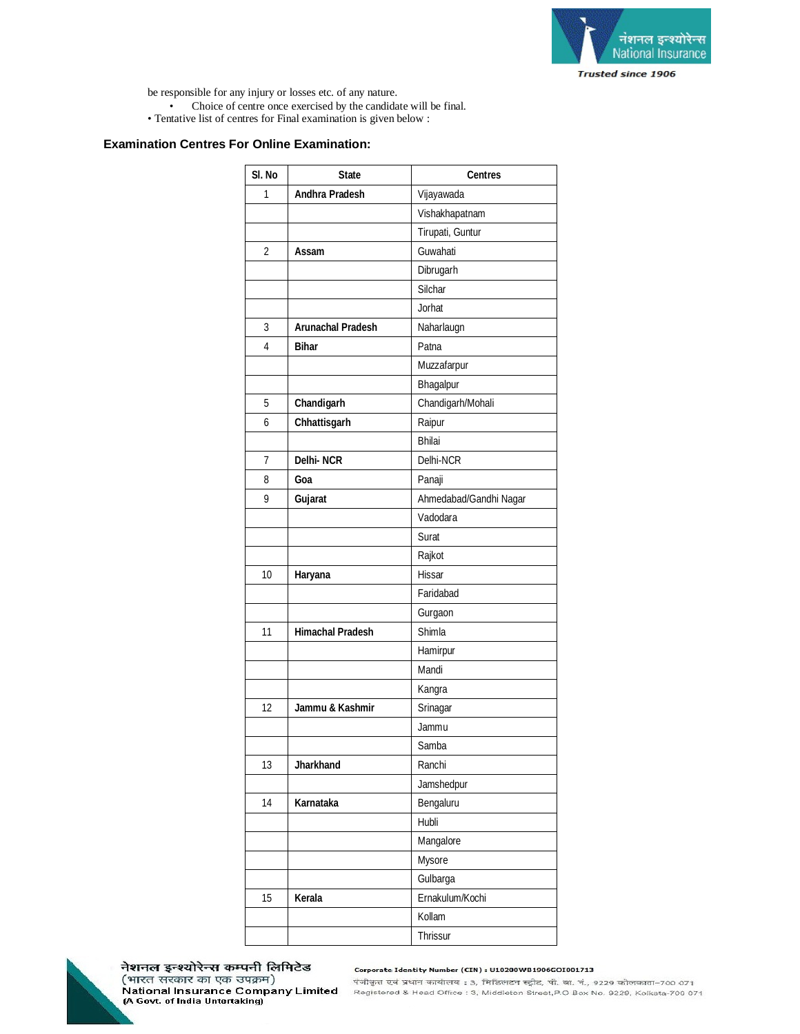be responsible for any injury or losses etc. of any nature.

- Choice of centre once exercised by the candidate will be final.

• Tentative list of centres for Final examination is given below :

### Examination Centres For Online Examination:

| Sl. No | State | Centres |
|---|---|---|
| 1 | **Andhra Pradesh** | Vijayawada |
| | | Vishakhapatnam |
| | | Tirupati, Guntur |
| 2 | **Assam** | Guwahati |
| | | Dibrugarh |
| | | Silchar |
| | | Jorhat |
| 3 | **Arunachal Pradesh** | Naharlaugn |
| 4 | **Bihar** | Patna |
| | | Muzzafarpur |
| | | Bhagalpur |
| 5 | **Chandigarh** | Chandigarh/Mohali |
| 6 | **Chhattisgarh** | Raipur |
| | | Bhilai |
| 7 | **Delhi- NCR** | Delhi-NCR |
| 8 | **Goa** | Panaji |
| 9 | **Gujarat** | Ahmedabad/Gandhi Nagar |
| | | Vadodara |
| | | Surat |
| | | Rajkot |
| 10 | **Haryana** | Hissar |
| | | Faridabad |
| | | Gurgaon |
| 11 | **Himachal Pradesh** | Shimla |
| | | Hamirpur |
| | | Mandi |
| | | Kangra |
| 12 | **Jammu & Kashmir** | Srinagar |
| | | Jammu |
| | | Samba |
| 13 | **Jharkhand** | Ranchi |
| | | Jamshedpur |
| 14 | **Karnataka** | Bengaluru |
| | | Hubli |
| | | Mangalore |
| | | Mysore |
| | | Gulbarga |
| 15 | **Kerala** | Ernakulum/Kochi |
| | | Kollam |
| | | Thrissur |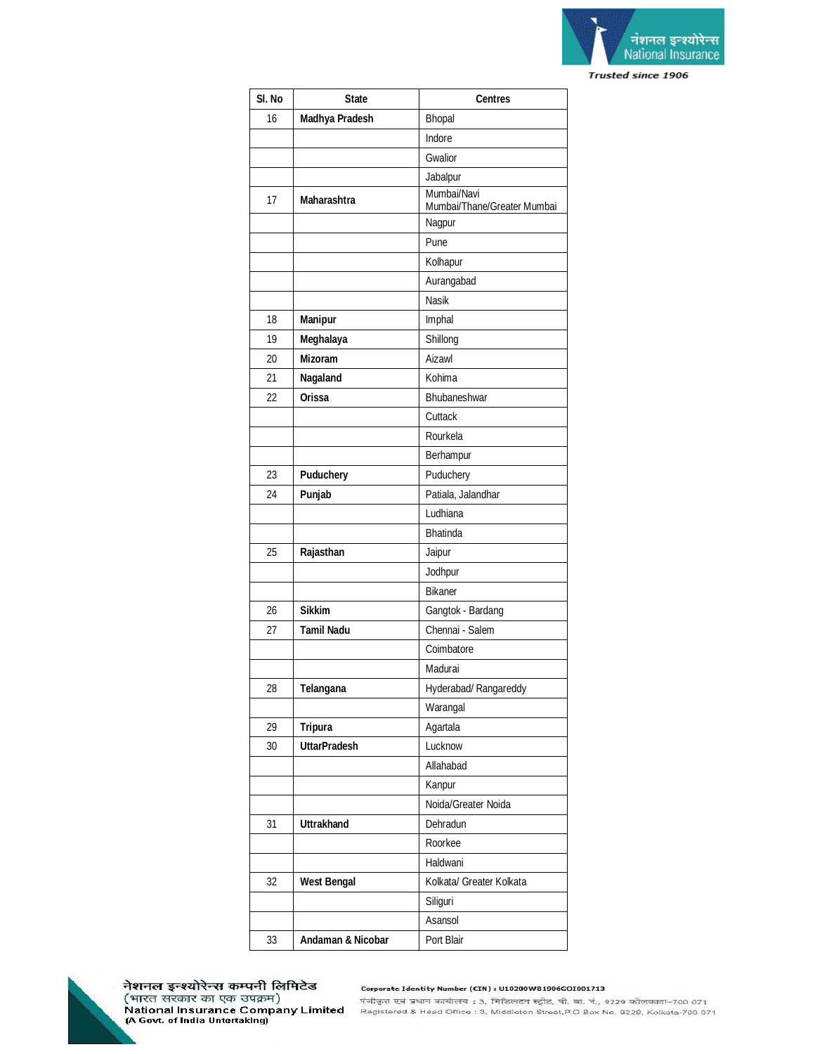| Sl. No | State | Centres |
|---|---|---|
| 16 | **Madhya Pradesh** | Bhopal |
| | | Indore |
| | | Gwalior |
| | | Jabalpur |
| 17 | **Maharashtra** | Mumbai/Navi Mumbai/Thane/Greater Mumbai |
| | | Nagpur |
| | | Pune |
| | | Kolhapur |
| | | Aurangabad |
| | | Nasik |
| 18 | **Manipur** | Imphal |
| 19 | **Meghalaya** | Shillong |
| 20 | **Mizoram** | Aizawl |
| 21 | **Nagaland** | Kohima |
| 22 | **Orissa** | Bhubaneshwar |
| | | Cuttack |
| | | Rourkela |
| | | Berhampur |
| 23 | **Puduchery** | Puduchery |
| 24 | **Punjab** | Patiala, Jalandhar |
| | | Ludhiana |
| | | Bhatinda |
| 25 | **Rajasthan** | Jaipur |
| | | Jodhpur |
| | | Bikaner |
| 26 | **Sikkim** | Gangtok - Bardang |
| 27 | **Tamil Nadu** | Chennai - Salem |
| | | Coimbatore |
| | | Madurai |
| 28 | **Telangana** | Hyderabad/ Rangareddy |
| | | Warangal |
| 29 | **Tripura** | Agartala |
| 30 | **UttarPradesh** | Lucknow |
| | | Allahabad |
| | | Kanpur |
| | | Noida/Greater Noida |
| 31 | **Uttrakhand** | Dehradun |
| | | Roorkee |
| | | Haldwani |
| 32 | **West Bengal** | Kolkata/ Greater Kolkata |
| | | Siliguri |
| | | Asansol |
| 33 | **Andaman & Nicobar** | Port Blair |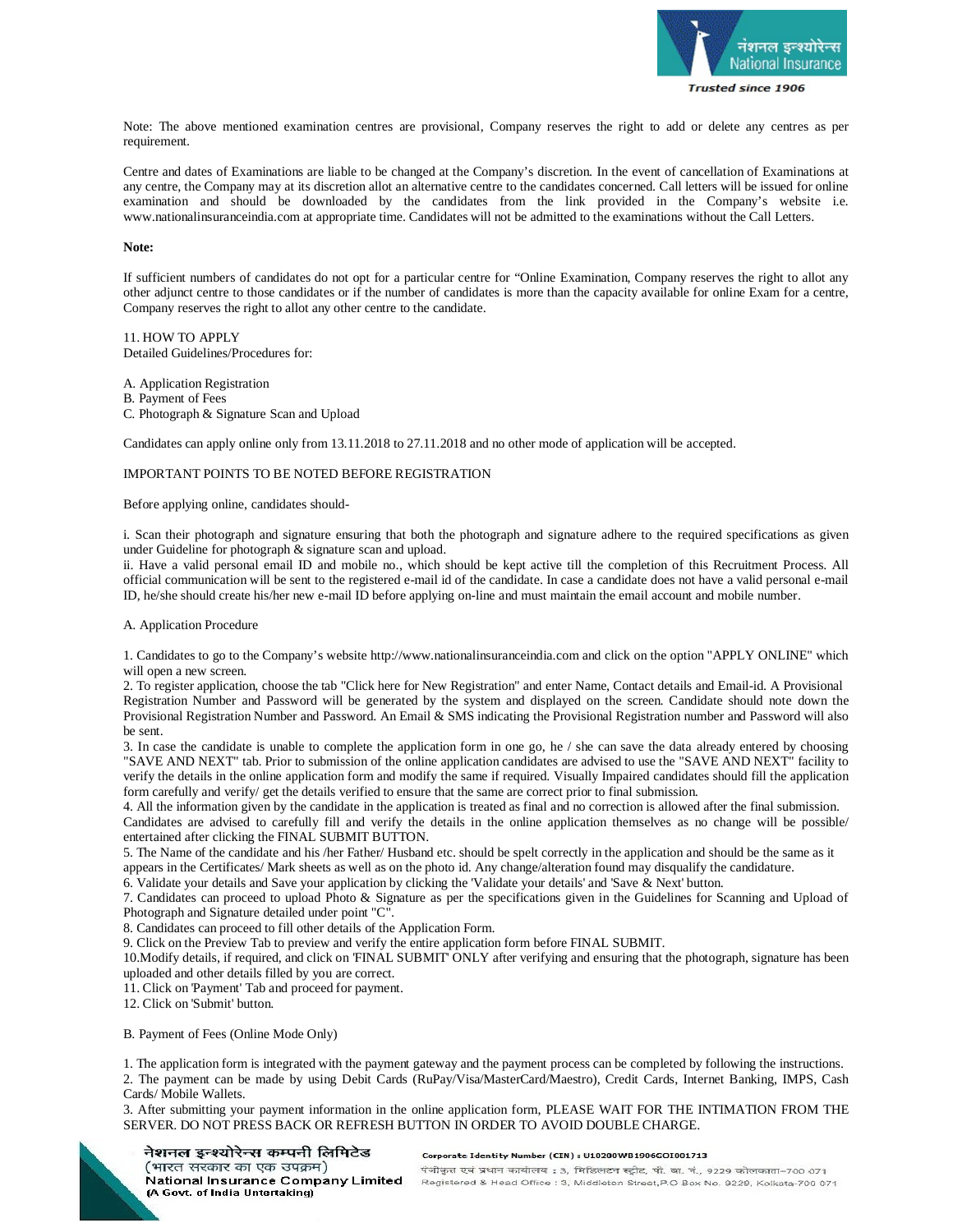Note: The above mentioned examination centres are provisional, Company reserves the right to add or delete any centres as per requirement.

Centre and dates of Examinations are liable to be changed at the Company's discretion. In the event of cancellation of Examinations at any centre, the Company may at its discretion allot an alternative centre to the candidates concerned. Call letters will be issued for online examination and should be downloaded by the candidates from the link provided in the Company's website i.e. www.nationalinsuranceindia.com at appropriate time. Candidates will not be admitted to the examinations without the Call Letters.

**Note:**

If sufficient numbers of candidates do not opt for a particular centre for "Online Examination, Company reserves the right to allot any other adjunct centre to those candidates or if the number of candidates is more than the capacity available for online Exam for a centre, Company reserves the right to allot any other centre to the candidate.

11. HOW TO APPLY
Detailed Guidelines/Procedures for:

A. Application Registration
B. Payment of Fees
C. Photograph & Signature Scan and Upload

Candidates can apply online only from 13.11.2018 to 27.11.2018 and no other mode of application will be accepted.

IMPORTANT POINTS TO BE NOTED BEFORE REGISTRATION

Before applying online, candidates should-

i. Scan their photograph and signature ensuring that both the photograph and signature adhere to the required specifications as given under Guideline for photograph & signature scan and upload.
ii. Have a valid personal email ID and mobile no., which should be kept active till the completion of this Recruitment Process. All official communication will be sent to the registered e-mail id of the candidate. In case a candidate does not have a valid personal e-mail ID, he/she should create his/her new e-mail ID before applying on-line and must maintain the email account and mobile number.

A. Application Procedure

1. Candidates to go to the Company's website http://www.nationalinsuranceindia.com and click on the option "APPLY ONLINE" which will open a new screen.
2. To register application, choose the tab "Click here for New Registration" and enter Name, Contact details and Email-id. A Provisional Registration Number and Password will be generated by the system and displayed on the screen. Candidate should note down the Provisional Registration Number and Password. An Email & SMS indicating the Provisional Registration number and Password will also be sent.
3. In case the candidate is unable to complete the application form in one go, he / she can save the data already entered by choosing "SAVE AND NEXT" tab. Prior to submission of the online application candidates are advised to use the "SAVE AND NEXT" facility to verify the details in the online application form and modify the same if required. Visually Impaired candidates should fill the application form carefully and verify/ get the details verified to ensure that the same are correct prior to final submission.
4. All the information given by the candidate in the application is treated as final and no correction is allowed after the final submission. Candidates are advised to carefully fill and verify the details in the online application themselves as no change will be possible/ entertained after clicking the FINAL SUBMIT BUTTON.
5. The Name of the candidate and his /her Father/ Husband etc. should be spelt correctly in the application and should be the same as it appears in the Certificates/ Mark sheets as well as on the photo id. Any change/alteration found may disqualify the candidature.
6. Validate your details and Save your application by clicking the 'Validate your details' and 'Save & Next' button.
7. Candidates can proceed to upload Photo & Signature as per the specifications given in the Guidelines for Scanning and Upload of Photograph and Signature detailed under point "C".
8. Candidates can proceed to fill other details of the Application Form.
9. Click on the Preview Tab to preview and verify the entire application form before FINAL SUBMIT.
10. Modify details, if required, and click on 'FINAL SUBMIT' ONLY after verifying and ensuring that the photograph, signature has been uploaded and other details filled by you are correct.
11. Click on 'Payment' Tab and proceed for payment.
12. Click on 'Submit' button.

B. Payment of Fees (Online Mode Only)

1. The application form is integrated with the payment gateway and the payment process can be completed by following the instructions.
2. The payment can be made by using Debit Cards (RuPay/Visa/MasterCard/Maestro), Credit Cards, Internet Banking, IMPS, Cash Cards/ Mobile Wallets.
3. After submitting your payment information in the online application form, PLEASE WAIT FOR THE INTIMATION FROM THE SERVER. DO NOT PRESS BACK OR REFRESH BUTTON IN ORDER TO AVOID DOUBLE CHARGE.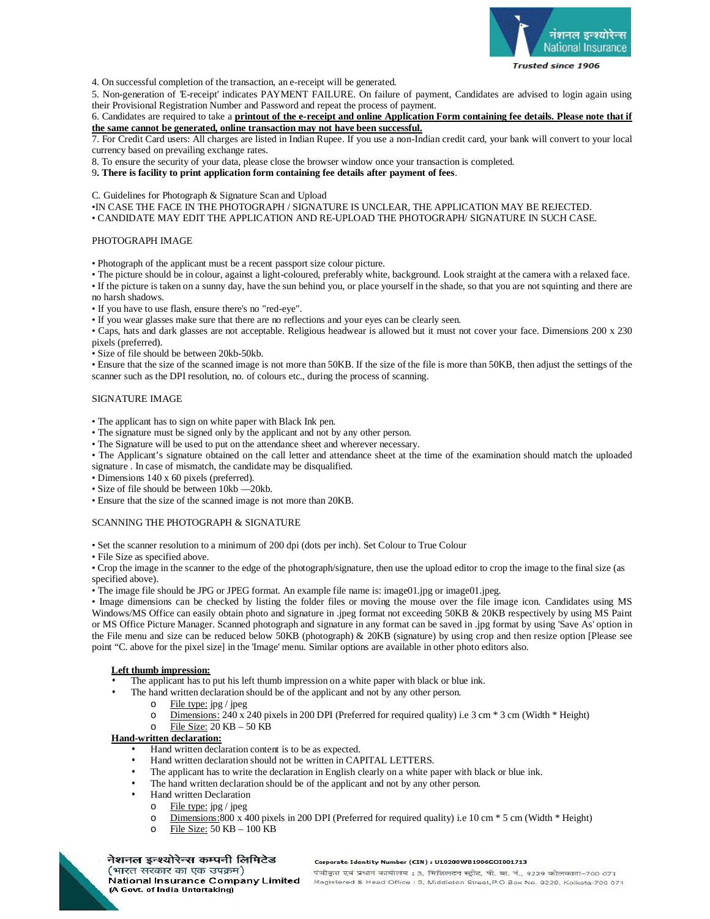4. On successful completion of the transaction, an e-receipt will be generated.

5. Non-generation of 'E-receipt' indicates PAYMENT FAILURE. On failure of payment, Candidates are advised to login again using their Provisional Registration Number and Password and repeat the process of payment.

6. Candidates are required to take a **printout of the e-receipt and online Application Form containing fee details. Please note that if the same cannot be generated, online transaction may not have been successful.**

7. For Credit Card users: All charges are listed in Indian Rupee. If you use a non-Indian credit card, your bank will convert to your local currency based on prevailing exchange rates.

8. To ensure the security of your data, please close the browser window once your transaction is completed.

9**. There is facility to print application form containing fee details after payment of fees**.

C. Guidelines for Photograph & Signature Scan and Upload

•IN CASE THE FACE IN THE PHOTOGRAPH / SIGNATURE IS UNCLEAR, THE APPLICATION MAY BE REJECTED.

• CANDIDATE MAY EDIT THE APPLICATION AND RE-UPLOAD THE PHOTOGRAPH/ SIGNATURE IN SUCH CASE.

PHOTOGRAPH IMAGE

• Photograph of the applicant must be a recent passport size colour picture.

• The picture should be in colour, against a light-coloured, preferably white, background. Look straight at the camera with a relaxed face.

• If the picture is taken on a sunny day, have the sun behind you, or place yourself in the shade, so that you are not squinting and there are no harsh shadows.

• If you have to use flash, ensure there's no "red-eye".

• If you wear glasses make sure that there are no reflections and your eyes can be clearly seen.

• Caps, hats and dark glasses are not acceptable. Religious headwear is allowed but it must not cover your face. Dimensions 200 x 230 pixels (preferred).

• Size of file should be between 20kb-50kb.

• Ensure that the size of the scanned image is not more than 50KB. If the size of the file is more than 50KB, then adjust the settings of the scanner such as the DPI resolution, no. of colours etc., during the process of scanning.

SIGNATURE IMAGE

• The applicant has to sign on white paper with Black Ink pen.

• The signature must be signed only by the applicant and not by any other person.

• The Signature will be used to put on the attendance sheet and wherever necessary.

• The Applicant's signature obtained on the call letter and attendance sheet at the time of the examination should match the uploaded signature . In case of mismatch, the candidate may be disqualified.

• Dimensions 140 x 60 pixels (preferred).

• Size of file should be between 10kb —20kb.

• Ensure that the size of the scanned image is not more than 20KB.

SCANNING THE PHOTOGRAPH & SIGNATURE

• Set the scanner resolution to a minimum of 200 dpi (dots per inch). Set Colour to True Colour

• File Size as specified above.

• Crop the image in the scanner to the edge of the photograph/signature, then use the upload editor to crop the image to the final size (as specified above).

• The image file should be JPG or JPEG format. An example file name is: image01.jpg or image01.jpeg.

• Image dimensions can be checked by listing the folder files or moving the mouse over the file image icon. Candidates using MS Windows/MS Office can easily obtain photo and signature in .jpeg format not exceeding 50KB & 20KB respectively by using MS Paint or MS Office Picture Manager. Scanned photograph and signature in any format can be saved in .jpg format by using 'Save As' option in the File menu and size can be reduced below 50KB (photograph) & 20KB (signature) by using crop and then resize option [Please see point "C. above for the pixel size] in the 'Image' menu. Similar options are available in other photo editors also.

**Left thumb impression:**

- The applicant has to put his left thumb impression on a white paper with black or blue ink.
- The hand written declaration should be of the applicant and not by any other person.
    - File type: jpg / jpeg
    - Dimensions: 240 x 240 pixels in 200 DPI (Preferred for required quality) i.e 3 cm * 3 cm (Width * Height)
    - File Size: 20 KB – 50 KB

**Hand-written declaration:**

- Hand written declaration content is to be as expected.
- Hand written declaration should not be written in CAPITAL LETTERS.
- The applicant has to write the declaration in English clearly on a white paper with black or blue ink.
- The hand written declaration should be of the applicant and not by any other person.
- Hand written Declaration
    - File type: jpg / jpeg
    - Dimensions:800 x 400 pixels in 200 DPI (Preferred for required quality) i.e 10 cm * 5 cm (Width * Height)
    - File Size: 50 KB – 100 KB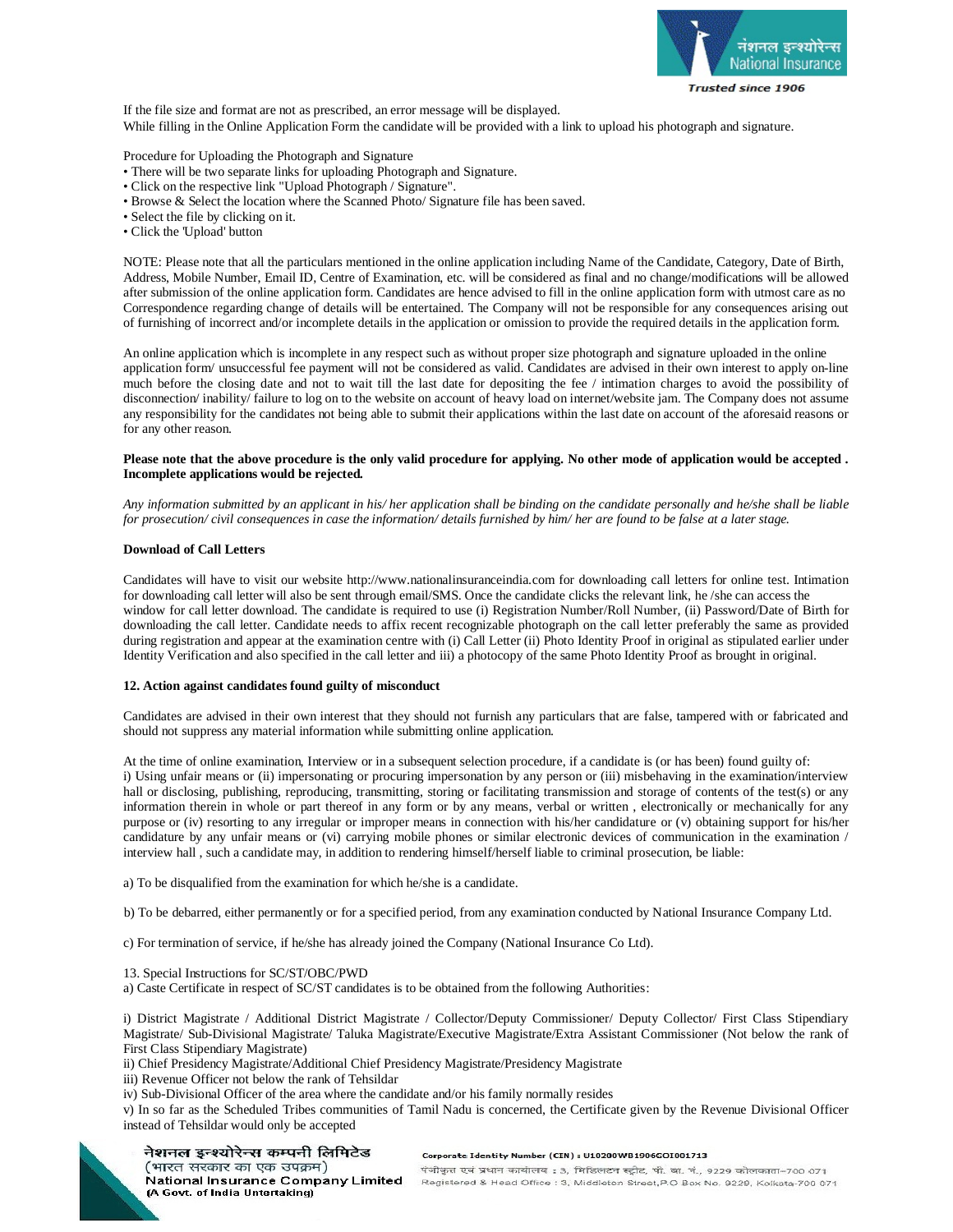If the file size and format are not as prescribed, an error message will be displayed.
While filling in the Online Application Form the candidate will be provided with a link to upload his photograph and signature.

Procedure for Uploading the Photograph and Signature

- There will be two separate links for uploading Photograph and Signature.
- Click on the respective link "Upload Photograph / Signature".
- Browse & Select the location where the Scanned Photo/ Signature file has been saved.
- Select the file by clicking on it.
- Click the 'Upload' button

NOTE: Please note that all the particulars mentioned in the online application including Name of the Candidate, Category, Date of Birth, Address, Mobile Number, Email ID, Centre of Examination, etc. will be considered as final and no change/modifications will be allowed after submission of the online application form. Candidates are hence advised to fill in the online application form with utmost care as no Correspondence regarding change of details will be entertained. The Company will not be responsible for any consequences arising out of furnishing of incorrect and/or incomplete details in the application or omission to provide the required details in the application form.

An online application which is incomplete in any respect such as without proper size photograph and signature uploaded in the online application form/ unsuccessful fee payment will not be considered as valid. Candidates are advised in their own interest to apply on-line much before the closing date and not to wait till the last date for depositing the fee / intimation charges to avoid the possibility of disconnection/ inability/ failure to log on to the website on account of heavy load on internet/website jam. The Company does not assume any responsibility for the candidates not being able to submit their applications within the last date on account of the aforesaid reasons or for any other reason.

**Please note that the above procedure is the only valid procedure for applying. No other mode of application would be accepted . Incomplete applications would be rejected.**

*Any information submitted by an applicant in his/ her application shall be binding on the candidate personally and he/she shall be liable for prosecution/ civil consequences in case the information/ details furnished by him/ her are found to be false at a later stage.*

**Download of Call Letters**

Candidates will have to visit our website http://www.nationalinsuranceindia.com for downloading call letters for online test. Intimation for downloading call letter will also be sent through email/SMS. Once the candidate clicks the relevant link, he /she can access the window for call letter download. The candidate is required to use (i) Registration Number/Roll Number, (ii) Password/Date of Birth for downloading the call letter. Candidate needs to affix recent recognizable photograph on the call letter preferably the same as provided during registration and appear at the examination centre with (i) Call Letter (ii) Photo Identity Proof in original as stipulated earlier under Identity Verification and also specified in the call letter and iii) a photocopy of the same Photo Identity Proof as brought in original.

**12. Action against candidates found guilty of misconduct**

Candidates are advised in their own interest that they should not furnish any particulars that are false, tampered with or fabricated and should not suppress any material information while submitting online application.

At the time of online examination, Interview or in a subsequent selection procedure, if a candidate is (or has been) found guilty of:
i) Using unfair means or (ii) impersonating or procuring impersonation by any person or (iii) misbehaving in the examination/interview hall or disclosing, publishing, reproducing, transmitting, storing or facilitating transmission and storage of contents of the test(s) or any information therein in whole or part thereof in any form or by any means, verbal or written , electronically or mechanically for any purpose or (iv) resorting to any irregular or improper means in connection with his/her candidature or (v) obtaining support for his/her candidature by any unfair means or (vi) carrying mobile phones or similar electronic devices of communication in the examination / interview hall , such a candidate may, in addition to rendering himself/herself liable to criminal prosecution, be liable:

a) To be disqualified from the examination for which he/she is a candidate.

b) To be debarred, either permanently or for a specified period, from any examination conducted by National Insurance Company Ltd.

c) For termination of service, if he/she has already joined the Company (National Insurance Co Ltd).

13. Special Instructions for SC/ST/OBC/PWD
a) Caste Certificate in respect of SC/ST candidates is to be obtained from the following Authorities:

i) District Magistrate / Additional District Magistrate / Collector/Deputy Commissioner/ Deputy Collector/ First Class Stipendiary Magistrate/ Sub-Divisional Magistrate/ Taluka Magistrate/Executive Magistrate/Extra Assistant Commissioner (Not below the rank of First Class Stipendiary Magistrate)
ii) Chief Presidency Magistrate/Additional Chief Presidency Magistrate/Presidency Magistrate
iii) Revenue Officer not below the rank of Tehsildar
iv) Sub-Divisional Officer of the area where the candidate and/or his family normally resides
v) In so far as the Scheduled Tribes communities of Tamil Nadu is concerned, the Certificate given by the Revenue Divisional Officer instead of Tehsildar would only be accepted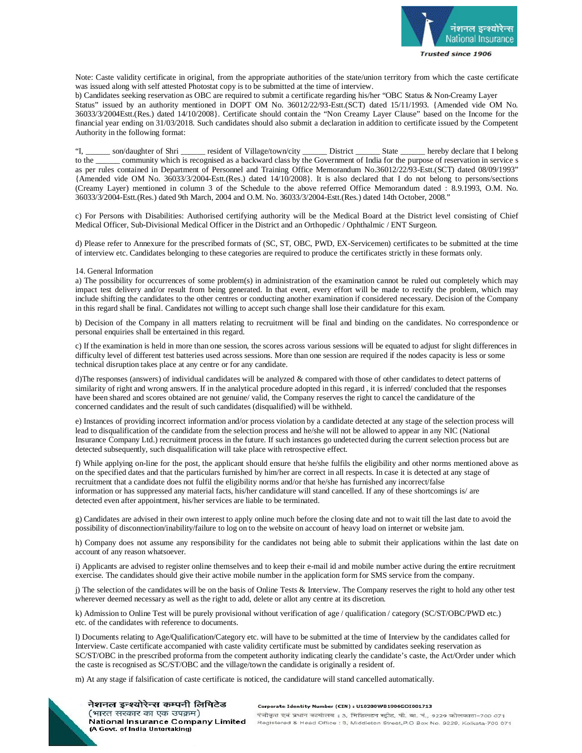Note: Caste validity certificate in original, from the appropriate authorities of the state/union territory from which the caste certificate was issued along with self attested Photostat copy is to be submitted at the time of interview.

b) Candidates seeking reservation as OBC are required to submit a certificate regarding his/her "OBC Status & Non-Creamy Layer Status" issued by an authority mentioned in DOPT OM No. 36012/22/93-Estt.(SCT) dated 15/11/1993. {Amended vide OM No. 36033/3/2004Estt.(Res.) dated 14/10/2008}. Certificate should contain the "Non Creamy Layer Clause" based on the Income for the financial year ending on 31/03/2018. Such candidates should also submit a declaration in addition to certificate issued by the Competent Authority in the following format:

"I, ______ son/daughter of Shri ______ resident of Village/town/city ______ District ______ State ______ hereby declare that I belong to the ______ community which is recognised as a backward class by the Government of India for the purpose of reservation in service s as per rules contained in Department of Personnel and Training Office Memorandum No.36012/22/93-Estt.(SCT) dated 08/09/1993" {Amended vide OM No. 36033/3/2004-Estt.(Res.) dated 14/10/2008}. It is also declared that I do not belong to persons/sections (Creamy Layer) mentioned in column 3 of the Schedule to the above referred Office Memorandum dated : 8.9.1993, O.M. No. 36033/3/2004-Estt.(Res.) dated 9th March, 2004 and O.M. No. 36033/3/2004-Estt.(Res.) dated 14th October, 2008."

c) For Persons with Disabilities: Authorised certifying authority will be the Medical Board at the District level consisting of Chief Medical Officer, Sub-Divisional Medical Officer in the District and an Orthopedic / Ophthalmic / ENT Surgeon.

d) Please refer to Annexure for the prescribed formats of (SC, ST, OBC, PWD, EX-Servicemen) certificates to be submitted at the time of interview etc. Candidates belonging to these categories are required to produce the certificates strictly in these formats only.

14. General Information

a) The possibility for occurrences of some problem(s) in administration of the examination cannot be ruled out completely which may impact test delivery and/or result from being generated. In that event, every effort will be made to rectify the problem, which may include shifting the candidates to the other centres or conducting another examination if considered necessary. Decision of the Company in this regard shall be final. Candidates not willing to accept such change shall lose their candidature for this exam.

b) Decision of the Company in all matters relating to recruitment will be final and binding on the candidates. No correspondence or personal enquiries shall be entertained in this regard.

c) If the examination is held in more than one session, the scores across various sessions will be equated to adjust for slight differences in difficulty level of different test batteries used across sessions. More than one session are required if the nodes capacity is less or some technical disruption takes place at any centre or for any candidate.

d)The responses (answers) of individual candidates will be analyzed & compared with those of other candidates to detect patterns of similarity of right and wrong answers. If in the analytical procedure adopted in this regard , it is inferred/ concluded that the responses have been shared and scores obtained are not genuine/ valid, the Company reserves the right to cancel the candidature of the concerned candidates and the result of such candidates (disqualified) will be withheld.

e) Instances of providing incorrect information and/or process violation by a candidate detected at any stage of the selection process will lead to disqualification of the candidate from the selection process and he/she will not be allowed to appear in any NIC (National Insurance Company Ltd.) recruitment process in the future. If such instances go undetected during the current selection process but are detected subsequently, such disqualification will take place with retrospective effect.

f) While applying on-line for the post, the applicant should ensure that he/she fulfils the eligibility and other norms mentioned above as on the specified dates and that the particulars furnished by him/her are correct in all respects. In case it is detected at any stage of recruitment that a candidate does not fulfil the eligibility norms and/or that he/she has furnished any incorrect/false information or has suppressed any material facts, his/her candidature will stand cancelled. If any of these shortcomings is/ are detected even after appointment, his/her services are liable to be terminated.

g) Candidates are advised in their own interest to apply online much before the closing date and not to wait till the last date to avoid the possibility of disconnection/inability/failure to log on to the website on account of heavy load on internet or website jam.

h) Company does not assume any responsibility for the candidates not being able to submit their applications within the last date on account of any reason whatsoever.

i) Applicants are advised to register online themselves and to keep their e-mail id and mobile number active during the entire recruitment exercise. The candidates should give their active mobile number in the application form for SMS service from the company.

j) The selection of the candidates will be on the basis of Online Tests & Interview. The Company reserves the right to hold any other test wherever deemed necessary as well as the right to add, delete or allot any centre at its discretion.

k) Admission to Online Test will be purely provisional without verification of age / qualification / category (SC/ST/OBC/PWD etc.) etc. of the candidates with reference to documents.

l) Documents relating to Age/Qualification/Category etc. will have to be submitted at the time of Interview by the candidates called for Interview. Caste certificate accompanied with caste validity certificate must be submitted by candidates seeking reservation as SC/ST/OBC in the prescribed proforma from the competent authority indicating clearly the candidate's caste, the Act/Order under which the caste is recognised as SC/ST/OBC and the village/town the candidate is originally a resident of.

m) At any stage if falsification of caste certificate is noticed, the candidature will stand cancelled automatically.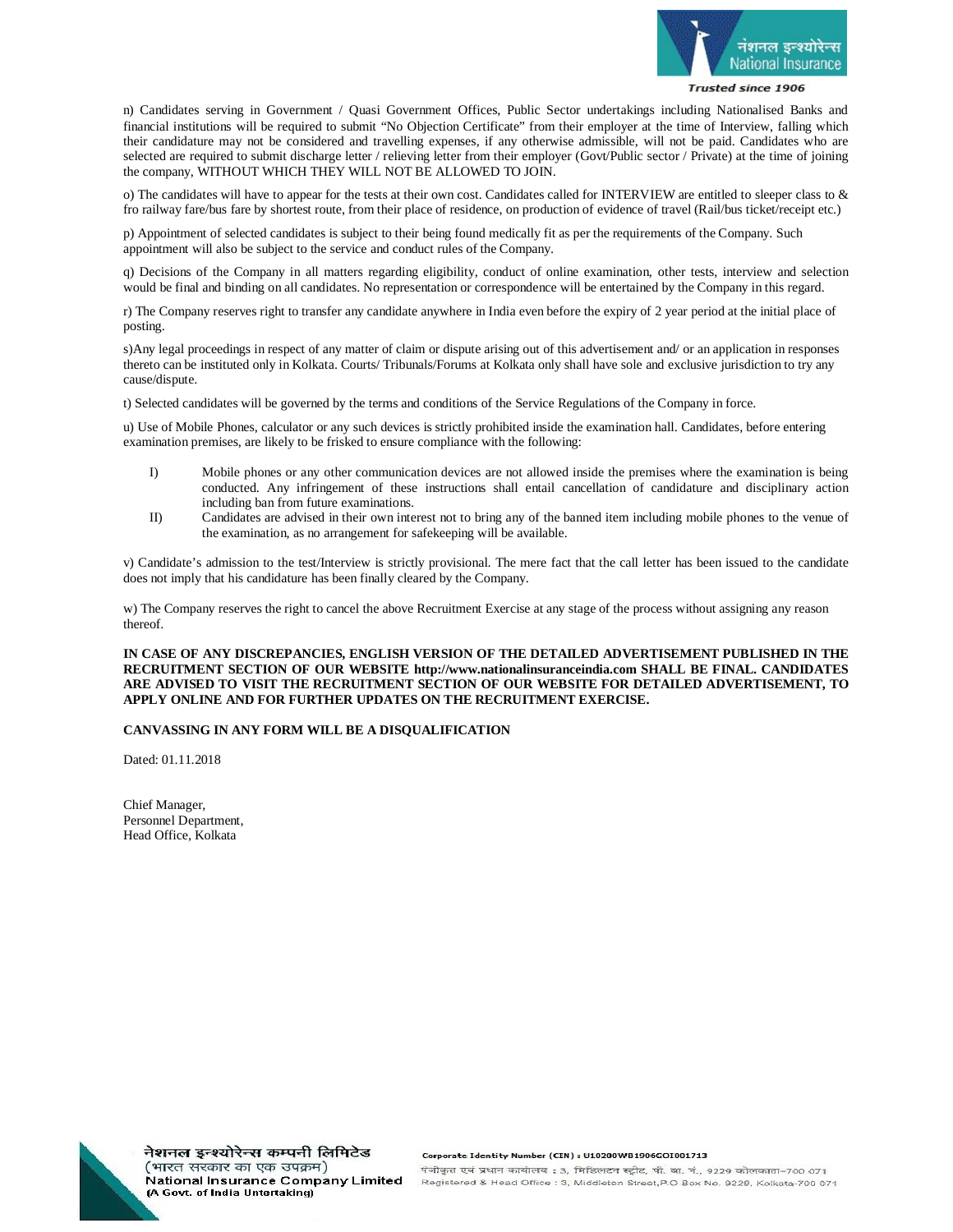n) Candidates serving in Government / Quasi Government Offices, Public Sector undertakings including Nationalised Banks and financial institutions will be required to submit "No Objection Certificate" from their employer at the time of Interview, falling which their candidature may not be considered and travelling expenses, if any otherwise admissible, will not be paid. Candidates who are selected are required to submit discharge letter / relieving letter from their employer (Govt/Public sector / Private) at the time of joining the company, WITHOUT WHICH THEY WILL NOT BE ALLOWED TO JOIN.

o) The candidates will have to appear for the tests at their own cost. Candidates called for INTERVIEW are entitled to sleeper class to & fro railway fare/bus fare by shortest route, from their place of residence, on production of evidence of travel (Rail/bus ticket/receipt etc.)

p) Appointment of selected candidates is subject to their being found medically fit as per the requirements of the Company. Such appointment will also be subject to the service and conduct rules of the Company.

q) Decisions of the Company in all matters regarding eligibility, conduct of online examination, other tests, interview and selection would be final and binding on all candidates. No representation or correspondence will be entertained by the Company in this regard.

r) The Company reserves right to transfer any candidate anywhere in India even before the expiry of 2 year period at the initial place of posting.

s)Any legal proceedings in respect of any matter of claim or dispute arising out of this advertisement and/ or an application in responses thereto can be instituted only in Kolkata. Courts/ Tribunals/Forums at Kolkata only shall have sole and exclusive jurisdiction to try any cause/dispute.

t) Selected candidates will be governed by the terms and conditions of the Service Regulations of the Company in force.

u) Use of Mobile Phones, calculator or any such devices is strictly prohibited inside the examination hall. Candidates, before entering examination premises, are likely to be frisked to ensure compliance with the following:

- I) Mobile phones or any other communication devices are not allowed inside the premises where the examination is being conducted. Any infringement of these instructions shall entail cancellation of candidature and disciplinary action including ban from future examinations.
- II) Candidates are advised in their own interest not to bring any of the banned item including mobile phones to the venue of the examination, as no arrangement for safekeeping will be available.

v) Candidate's admission to the test/Interview is strictly provisional. The mere fact that the call letter has been issued to the candidate does not imply that his candidature has been finally cleared by the Company.

w) The Company reserves the right to cancel the above Recruitment Exercise at any stage of the process without assigning any reason thereof.

**IN CASE OF ANY DISCREPANCIES, ENGLISH VERSION OF THE DETAILED ADVERTISEMENT PUBLISHED IN THE RECRUITMENT SECTION OF OUR WEBSITE http://www.nationalinsuranceindia.com SHALL BE FINAL. CANDIDATES ARE ADVISED TO VISIT THE RECRUITMENT SECTION OF OUR WEBSITE FOR DETAILED ADVERTISEMENT, TO APPLY ONLINE AND FOR FURTHER UPDATES ON THE RECRUITMENT EXERCISE.**

**CANVASSING IN ANY FORM WILL BE A DISQUALIFICATION**

Dated: 01.11.2018

Chief Manager,
Personnel Department,
Head Office, Kolkata